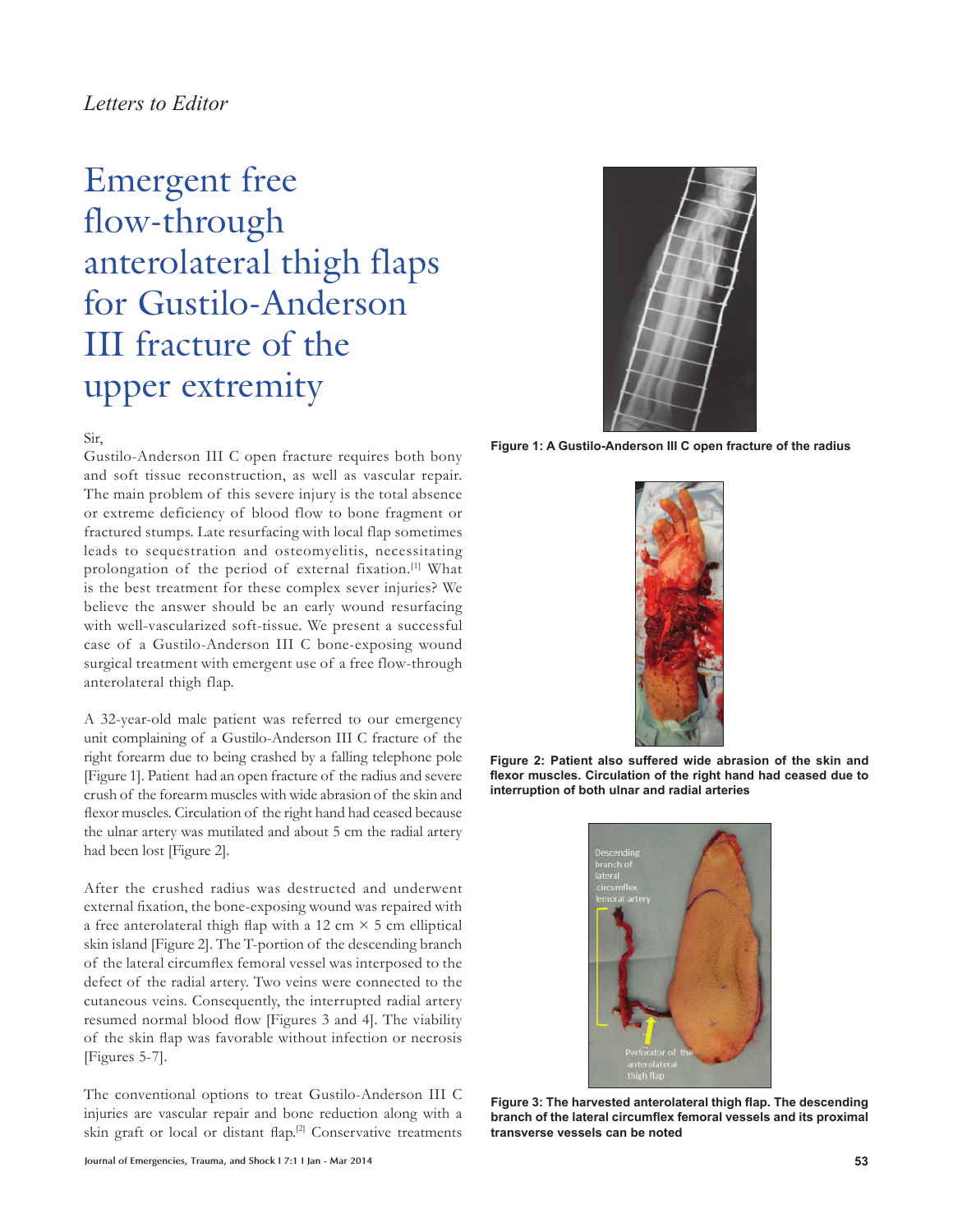*Letters to Editor*

# Emergent free flow-through anterolateral thigh flaps for Gustilo-Anderson III fracture of the upper extremity

Sir,

Gustilo-Anderson III C open fracture requires both bony and soft tissue reconstruction, as well as vascular repair. The main problem of this severe injury is the total absence or extreme deficiency of blood flow to bone fragment or fractured stumps. Late resurfacing with local flap sometimes leads to sequestration and osteomyelitis, necessitating prolongation of the period of external fixation.[1] What is the best treatment for these complex sever injuries? We believe the answer should be an early wound resurfacing with well-vascularized soft-tissue. We present a successful case of a Gustilo-Anderson III C bone-exposing wound surgical treatment with emergent use of a free flow-through anterolateral thigh flap.

A 32-year-old male patient was referred to our emergency unit complaining of a Gustilo-Anderson III C fracture of the right forearm due to being crashed by a falling telephone pole [Figure 1]. Patient had an open fracture of the radius and severe crush of the forearm muscles with wide abrasion of the skin and flexor muscles. Circulation of the right hand had ceased because the ulnar artery was mutilated and about 5 cm the radial artery had been lost [Figure 2].

After the crushed radius was destructed and underwent external fixation, the bone-exposing wound was repaired with a free anterolateral thigh flap with a 12 cm × 5 cm elliptical skin island [Figure 2]. The T-portion of the descending branch of the lateral circumflex femoral vessel was interposed to the defect of the radial artery. Two veins were connected to the cutaneous veins. Consequently, the interrupted radial artery resumed normal blood flow [Figures 3 and 4]. The viability of the skin flap was favorable without infection or necrosis [Figures 5-7].

The conventional options to treat Gustilo-Anderson III C injuries are vascular repair and bone reduction along with a skin graft or local or distant flap.[2] Conservative treatments

**Figure 1: A Gustilo-Anderson III C open fracture of the radius**

**Figure 2: Patient also suffered wide abrasion of the skin and flexor muscles. Circulation of the right hand had ceased due to interruption of both ulnar and radial arteries**

**Figure 3: The harvested anterolateral thigh flap. The descending branch of the lateral circumflex femoral vessels and its proximal transverse vessels can be noted**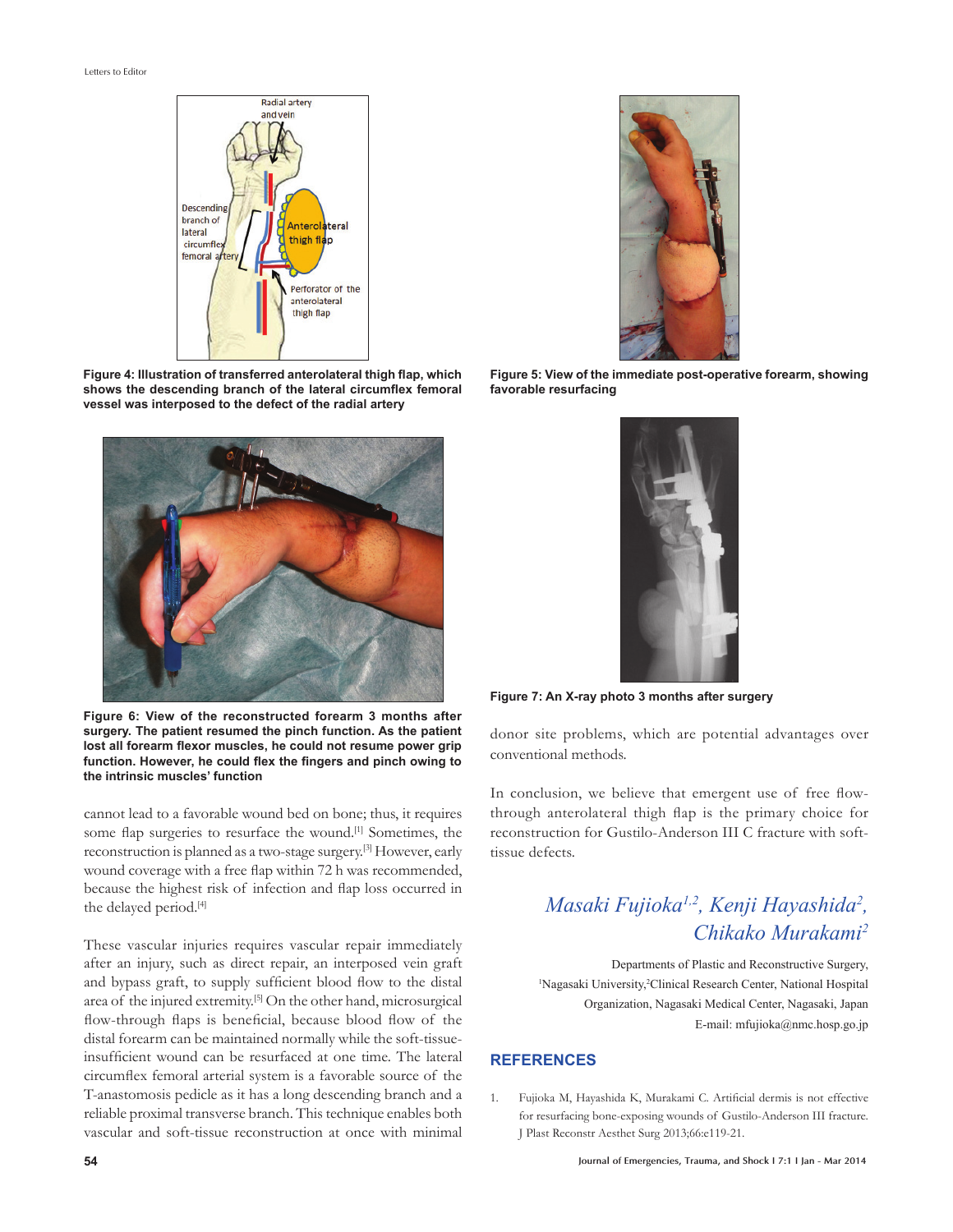Figure 4: Illustration of transferred anterolateral thigh flap, which shows the descending branch of the lateral circumflex femoral vessel was interposed to the defect of the radial artery

Figure 5: View of the immediate post-operative forearm, showing favorable resurfacing

Figure 6: View of the reconstructed forearm 3 months after surgery. The patient resumed the pinch function. As the patient lost all forearm flexor muscles, he could not resume power grip function. However, he could flex the fingers and pinch owing to the intrinsic muscles' function

Figure 7: An X-ray photo 3 months after surgery

cannot lead to a favorable wound bed on bone; thus, it requires some flap surgeries to resurface the wound.[1] Sometimes, the reconstruction is planned as a two-stage surgery.[3] However, early wound coverage with a free flap within 72 h was recommended, because the highest risk of infection and flap loss occurred in the delayed period.[4]

These vascular injuries requires vascular repair immediately after an injury, such as direct repair, an interposed vein graft and bypass graft, to supply sufficient blood flow to the distal area of the injured extremity.[5] On the other hand, microsurgical flow-through flaps is beneficial, because blood flow of the distal forearm can be maintained normally while the soft-tissue-insufficient wound can be resurfaced at one time. The lateral circumflex femoral arterial system is a favorable source of the T-anastomosis pedicle as it has a long descending branch and a reliable proximal transverse branch. This technique enables both vascular and soft-tissue reconstruction at once with minimal donor site problems, which are potential advantages over conventional methods.

In conclusion, we believe that emergent use of free flow-through anterolateral thigh flap is the primary choice for reconstruction for Gustilo-Anderson III C fracture with soft-tissue defects.

*Masaki Fujioka[1,2], Kenji Hayashida[2], Chikako Murakami[2]*

Departments of Plastic and Reconstructive Surgery, [1]Nagasaki University, [2]Clinical Research Center, National Hospital Organization, Nagasaki Medical Center, Nagasaki, Japan
E-mail: mfujioka@nmc.hosp.go.jp

## REFERENCES

1. Fujioka M, Hayashida K, Murakami C. Artificial dermis is not effective for resurfacing bone-exposing wounds of Gustilo-Anderson III fracture. J Plast Reconstr Aesthet Surg 2013;66:e119-21.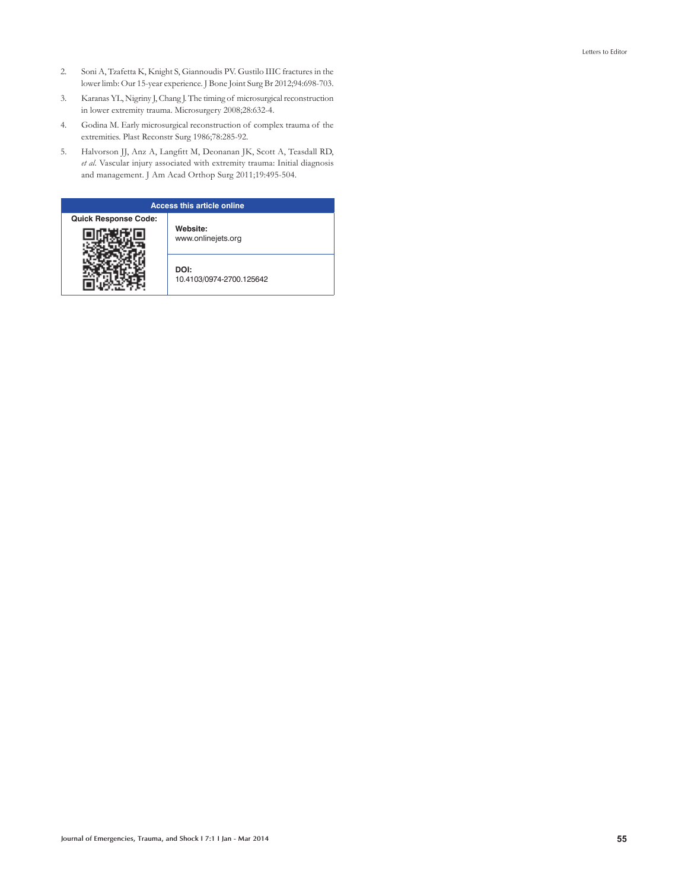2. Soni A, Tzafetta K, Knight S, Giannoudis PV. Gustilo IIIC fractures in the lower limb: Our 15-year experience. J Bone Joint Surg Br 2012;94:698-703.
3. Karanas YL, Nigriny J, Chang J. The timing of microsurgical reconstruction in lower extremity trauma. Microsurgery 2008;28:632-4.
4. Godina M. Early microsurgical reconstruction of complex trauma of the extremities. Plast Reconstr Surg 1986;78:285-92.
5. Halvorson JJ, Anz A, Langfitt M, Deonanan JK, Scott A, Teasdall RD, *et al*. Vascular injury associated with extremity trauma: Initial diagnosis and management. J Am Acad Orthop Surg 2011;19:495-504.

| Access this article online | |
|---|---|
| Quick Response Code: | **Website:** www.onlinejets.org |
| | **DOI:** 10.4103/0974-2700.125642 |